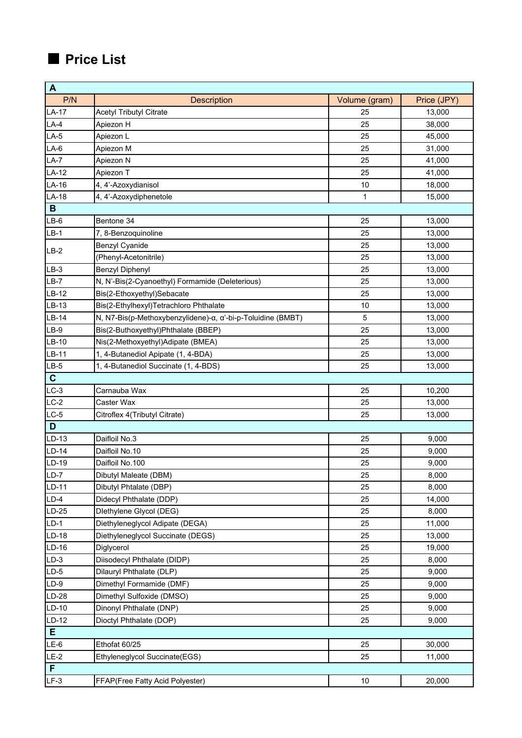## ■ Price List

| P/N | Description | Volume (gram) | Price (JPY) |
|---|---|---|---|
| **A** | | | |
| LA-17 | Acetyl Tributyl Citrate | 25 | 13,000 |
| LA-4 | Apiezon H | 25 | 38,000 |
| LA-5 | Apiezon L | 25 | 45,000 |
| LA-6 | Apiezon M | 25 | 31,000 |
| LA-7 | Apiezon N | 25 | 41,000 |
| LA-12 | Apiezon T | 25 | 41,000 |
| LA-16 | 4, 4'-Azoxydianisol | 10 | 18,000 |
| LA-18 | 4, 4'-Azoxydiphenetole | 1 | 15,000 |
| **B** | | | |
| LB-6 | Bentone 34 | 25 | 13,000 |
| LB-1 | 7, 8-Benzoquinoline | 25 | 13,000 |
| LB-2 | Benzyl Cyanide | 25 | 13,000 |
| | (Phenyl-Acetonitrile) | 25 | 13,000 |
| LB-3 | Benzyl Diphenyl | 25 | 13,000 |
| LB-7 | N, N'-Bis(2-Cyanoethyl) Formamide (Deleterious) | 25 | 13,000 |
| LB-12 | Bis(2-Ethoxyethyl)Sebacate | 25 | 13,000 |
| LB-13 | Bis(2-Ethylhexyl)Tetrachloro Phthalate | 10 | 13,000 |
| LB-14 | N, N7-Bis(p-Methoxybenzylidene)-α, α'-bi-p-Toluidine (BMBT) | 5 | 13,000 |
| LB-9 | Bis(2-Buthoxyethyl)Phthalate (BBEP) | 25 | 13,000 |
| LB-10 | Nis(2-Methoxyethyl)Adipate (BMEA) | 25 | 13,000 |
| LB-11 | 1, 4-Butanediol Apipate (1, 4-BDA) | 25 | 13,000 |
| LB-5 | 1, 4-Butanediol Succinate (1, 4-BDS) | 25 | 13,000 |
| **C** | | | |
| LC-3 | Carnauba Wax | 25 | 10,200 |
| LC-2 | Caster Wax | 25 | 13,000 |
| LC-5 | Citroflex 4(Tributyl Citrate) | 25 | 13,000 |
| **D** | | | |
| LD-13 | Daifloil No.3 | 25 | 9,000 |
| LD-14 | Daifloil No.10 | 25 | 9,000 |
| LD-19 | Daifloil No.100 | 25 | 9,000 |
| LD-7 | Dibutyl Maleate (DBM) | 25 | 8,000 |
| LD-11 | Dibutyl Phtalate (DBP) | 25 | 8,000 |
| LD-4 | Didecyl Phthalate (DDP) | 25 | 14,000 |
| LD-25 | DIethylene Glycol (DEG) | 25 | 8,000 |
| LD-1 | Diethyleneglycol Adipate (DEGA) | 25 | 11,000 |
| LD-18 | Diethyleneglycol Succinate (DEGS) | 25 | 13,000 |
| LD-16 | Diglycerol | 25 | 19,000 |
| LD-3 | Diisodecyl Phthalate (DIDP) | 25 | 8,000 |
| LD-5 | Dilauryl Phthalate (DLP) | 25 | 9,000 |
| LD-9 | Dimethyl Formamide (DMF) | 25 | 9,000 |
| LD-28 | Dimethyl Sulfoxide (DMSO) | 25 | 9,000 |
| LD-10 | Dinonyl Phthalate (DNP) | 25 | 9,000 |
| LD-12 | Dioctyl Phthalate (DOP) | 25 | 9,000 |
| **E** | | | |
| LE-6 | Ethofat 60/25 | 25 | 30,000 |
| LE-2 | Ethyleneglycol Succinate(EGS) | 25 | 11,000 |
| **F** | | | |
| LF-3 | FFAP(Free Fatty Acid Polyester) | 10 | 20,000 |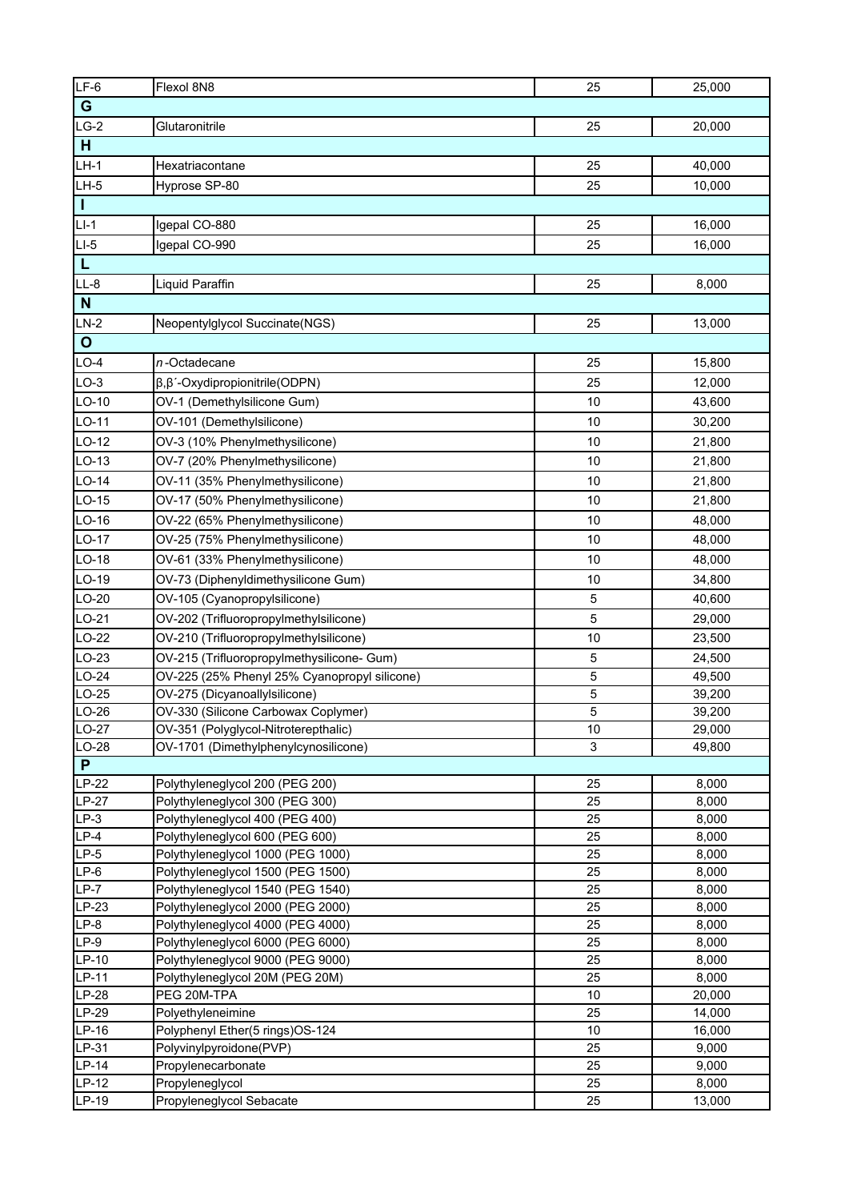| | | | |
|---|---|---|---|
| LF-6 | Flexol 8N8 | 25 | 25,000 |
| **G** | | | |
| LG-2 | Glutaronitrile | 25 | 20,000 |
| **H** | | | |
| LH-1 | Hexatriacontane | 25 | 40,000 |
| LH-5 | Hyprose SP-80 | 25 | 10,000 |
| **I** | | | |
| LI-1 | Igepal CO-880 | 25 | 16,000 |
| LI-5 | Igepal CO-990 | 25 | 16,000 |
| **L** | | | |
| LL-8 | Liquid Paraffin | 25 | 8,000 |
| **N** | | | |
| LN-2 | Neopentylglycol Succinate(NGS) | 25 | 13,000 |
| **O** | | | |
| LO-4 | *n*-Octadecane | 25 | 15,800 |
| LO-3 | β,β´-Oxydipropionitrile(ODPN) | 25 | 12,000 |
| LO-10 | OV-1 (Demethylsilicone Gum) | 10 | 43,600 |
| LO-11 | OV-101 (Demethylsilicone) | 10 | 30,200 |
| LO-12 | OV-3 (10% Phenylmethysilicone) | 10 | 21,800 |
| LO-13 | OV-7 (20% Phenylmethysilicone) | 10 | 21,800 |
| LO-14 | OV-11 (35% Phenylmethysilicone) | 10 | 21,800 |
| LO-15 | OV-17 (50% Phenylmethysilicone) | 10 | 21,800 |
| LO-16 | OV-22 (65% Phenylmethysilicone) | 10 | 48,000 |
| LO-17 | OV-25 (75% Phenylmethysilicone) | 10 | 48,000 |
| LO-18 | OV-61 (33% Phenylmethysilicone) | 10 | 48,000 |
| LO-19 | OV-73 (Diphenyldimethysilicone Gum) | 10 | 34,800 |
| LO-20 | OV-105 (Cyanopropylsilicone) | 5 | 40,600 |
| LO-21 | OV-202 (Trifluoropropylmethylsilicone) | 5 | 29,000 |
| LO-22 | OV-210 (Trifluoropropylmethylsilicone) | 10 | 23,500 |
| LO-23 | OV-215 (Trifluoropropylmethysilicone- Gum) | 5 | 24,500 |
| LO-24 | OV-225 (25% Phenyl 25% Cyanopropyl silicone) | 5 | 49,500 |
| LO-25 | OV-275 (Dicyanoallylsilicone) | 5 | 39,200 |
| LO-26 | OV-330 (Silicone Carbowax Coplymer) | 5 | 39,200 |
| LO-27 | OV-351 (Polyglycol-Nitroterepthalic) | 10 | 29,000 |
| LO-28 | OV-1701 (Dimethylphenylcynosilicone) | 3 | 49,800 |
| **P** | | | |
| LP-22 | Polythyleneglycol 200 (PEG 200) | 25 | 8,000 |
| LP-27 | Polythyleneglycol 300 (PEG 300) | 25 | 8,000 |
| LP-3 | Polythyleneglycol 400 (PEG 400) | 25 | 8,000 |
| LP-4 | Polythyleneglycol 600 (PEG 600) | 25 | 8,000 |
| LP-5 | Polythyleneglycol 1000 (PEG 1000) | 25 | 8,000 |
| LP-6 | Polythyleneglycol 1500 (PEG 1500) | 25 | 8,000 |
| LP-7 | Polythyleneglycol 1540 (PEG 1540) | 25 | 8,000 |
| LP-23 | Polythyleneglycol 2000 (PEG 2000) | 25 | 8,000 |
| LP-8 | Polythyleneglycol 4000 (PEG 4000) | 25 | 8,000 |
| LP-9 | Polythyleneglycol 6000 (PEG 6000) | 25 | 8,000 |
| LP-10 | Polythyleneglycol 9000 (PEG 9000) | 25 | 8,000 |
| LP-11 | Polythyleneglycol 20M (PEG 20M) | 25 | 8,000 |
| LP-28 | PEG 20M-TPA | 10 | 20,000 |
| LP-29 | Polyethyleneimine | 25 | 14,000 |
| LP-16 | Polyphenyl Ether(5 rings)OS-124 | 10 | 16,000 |
| LP-31 | Polyvinylpyroidone(PVP) | 25 | 9,000 |
| LP-14 | Propylenecarbonate | 25 | 9,000 |
| LP-12 | Propyleneglycol | 25 | 8,000 |
| LP-19 | Propyleneglycol Sebacate | 25 | 13,000 |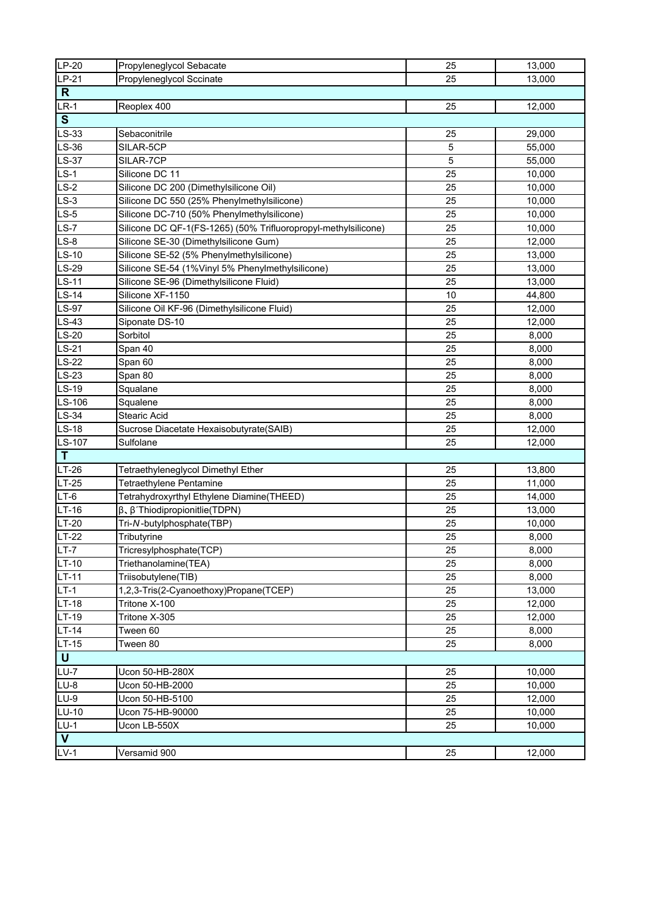| | | | |
|---|---|---|---|
| LP-20 | Propyleneglycol Sebacate | 25 | 13,000 |
| LP-21 | Propyleneglycol Sccinate | 25 | 13,000 |
| **R** | | | |
| LR-1 | Reoplex 400 | 25 | 12,000 |
| **S** | | | |
| LS-33 | Sebaconitrile | 25 | 29,000 |
| LS-36 | SILAR-5CP | 5 | 55,000 |
| LS-37 | SILAR-7CP | 5 | 55,000 |
| LS-1 | Silicone DC 11 | 25 | 10,000 |
| LS-2 | Silicone DC 200 (Dimethylsilicone Oil) | 25 | 10,000 |
| LS-3 | Silicone DC 550 (25% Phenylmethylsilicone) | 25 | 10,000 |
| LS-5 | Silicone DC-710 (50% Phenylmethylsilicone) | 25 | 10,000 |
| LS-7 | Silicone DC QF-1(FS-1265) (50% Trifluoropropyl-methylsilicone) | 25 | 10,000 |
| LS-8 | Silicone SE-30 (Dimethylsilicone Gum) | 25 | 12,000 |
| LS-10 | Silicone SE-52 (5% Phenylmethylsilicone) | 25 | 13,000 |
| LS-29 | Silicone SE-54 (1%Vinyl 5% Phenylmethylsilicone) | 25 | 13,000 |
| LS-11 | Silicone SE-96 (Dimethylsilicone Fluid) | 25 | 13,000 |
| LS-14 | Silicone XF-1150 | 10 | 44,800 |
| LS-97 | Silicone Oil KF-96 (Dimethylsilicone Fluid) | 25 | 12,000 |
| LS-43 | Siponate DS-10 | 25 | 12,000 |
| LS-20 | Sorbitol | 25 | 8,000 |
| LS-21 | Span 40 | 25 | 8,000 |
| LS-22 | Span 60 | 25 | 8,000 |
| LS-23 | Span 80 | 25 | 8,000 |
| LS-19 | Squalane | 25 | 8,000 |
| LS-106 | Squalene | 25 | 8,000 |
| LS-34 | Stearic Acid | 25 | 8,000 |
| LS-18 | Sucrose Diacetate Hexaisobutyrate(SAIB) | 25 | 12,000 |
| LS-107 | Sulfolane | 25 | 12,000 |
| **T** | | | |
| LT-26 | Tetraethyleneglycol Dimethyl Ether | 25 | 13,800 |
| LT-25 | Tetraethylene Pentamine | 25 | 11,000 |
| LT-6 | Tetrahydroxyrthyl Ethylene Diamine(THEED) | 25 | 14,000 |
| LT-16 | β、β´Thiodipropionitlie(TDPN) | 25 | 13,000 |
| LT-20 | Tri-*N*-butylphosphate(TBP) | 25 | 10,000 |
| LT-22 | Tributyrine | 25 | 8,000 |
| LT-7 | Tricresylphosphate(TCP) | 25 | 8,000 |
| LT-10 | Triethanolamine(TEA) | 25 | 8,000 |
| LT-11 | Triisobutylene(TIB) | 25 | 8,000 |
| LT-1 | 1,2,3-Tris(2-Cyanoethoxy)Propane(TCEP) | 25 | 13,000 |
| LT-18 | Tritone X-100 | 25 | 12,000 |
| LT-19 | Tritone X-305 | 25 | 12,000 |
| LT-14 | Tween 60 | 25 | 8,000 |
| LT-15 | Tween 80 | 25 | 8,000 |
| **U** | | | |
| LU-7 | Ucon 50-HB-280X | 25 | 10,000 |
| LU-8 | Ucon 50-HB-2000 | 25 | 10,000 |
| LU-9 | Ucon 50-HB-5100 | 25 | 12,000 |
| LU-10 | Ucon 75-HB-90000 | 25 | 10,000 |
| LU-1 | Ucon LB-550X | 25 | 10,000 |
| **V** | | | |
| LV-1 | Versamid 900 | 25 | 12,000 |